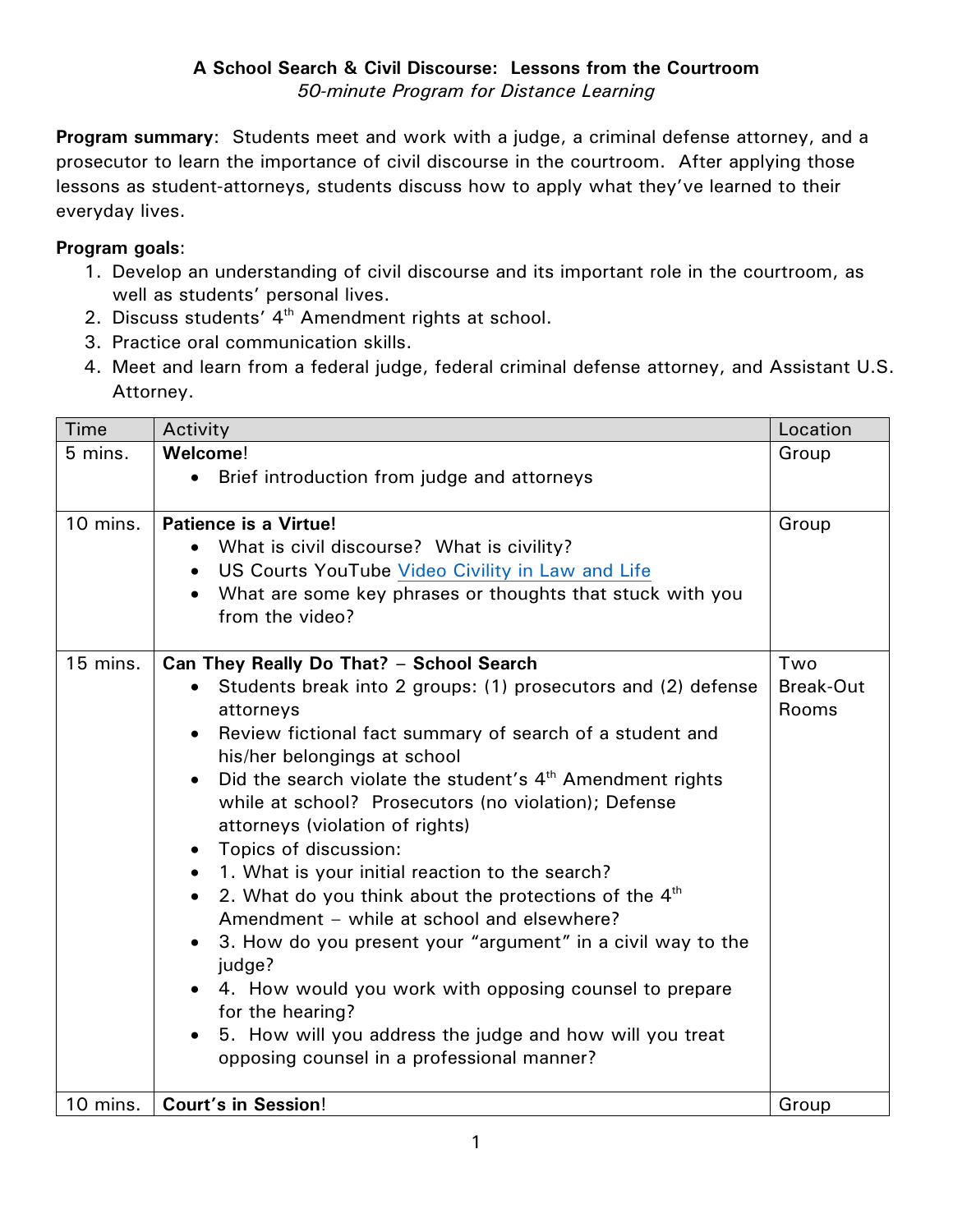**A School Search & Civil Discourse: Lessons from the Courtroom**

*50-minute Program for Distance Learning*

**Program summary**: Students meet and work with a judge, a criminal defense attorney, and a prosecutor to learn the importance of civil discourse in the courtroom. After applying those lessons as student-attorneys, students discuss how to apply what they've learned to their everyday lives.

**Program goals**:

1. Develop an understanding of civil discourse and its important role in the courtroom, as well as students' personal lives.
2. Discuss students' 4th Amendment rights at school.
3. Practice oral communication skills.
4. Meet and learn from a federal judge, federal criminal defense attorney, and Assistant U.S. Attorney.

| Time | Activity | Location |
|---|---|---|
| 5 mins. | **Welcome**!<br>• Brief introduction from judge and attorneys | Group |
| 10 mins. | **Patience is a Virtue!**<br>• What is civil discourse? What is civility?<br>• US Courts YouTube Video Civility in Law and Life<br>• What are some key phrases or thoughts that stuck with you from the video? | Group |
| 15 mins. | **Can They Really Do That? – School Search**<br>• Students break into 2 groups: (1) prosecutors and (2) defense attorneys<br>• Review fictional fact summary of search of a student and his/her belongings at school<br>• Did the search violate the student's 4th Amendment rights while at school? Prosecutors (no violation); Defense attorneys (violation of rights)<br>• Topics of discussion:<br>• 1. What is your initial reaction to the search?<br>• 2. What do you think about the protections of the 4th Amendment – while at school and elsewhere?<br>• 3. How do you present your "argument" in a civil way to the judge?<br>• 4. How would you work with opposing counsel to prepare for the hearing?<br>• 5. How will you address the judge and how will you treat opposing counsel in a professional manner? | Two Break-Out Rooms |
| 10 mins. | **Court's in Session**! | Group |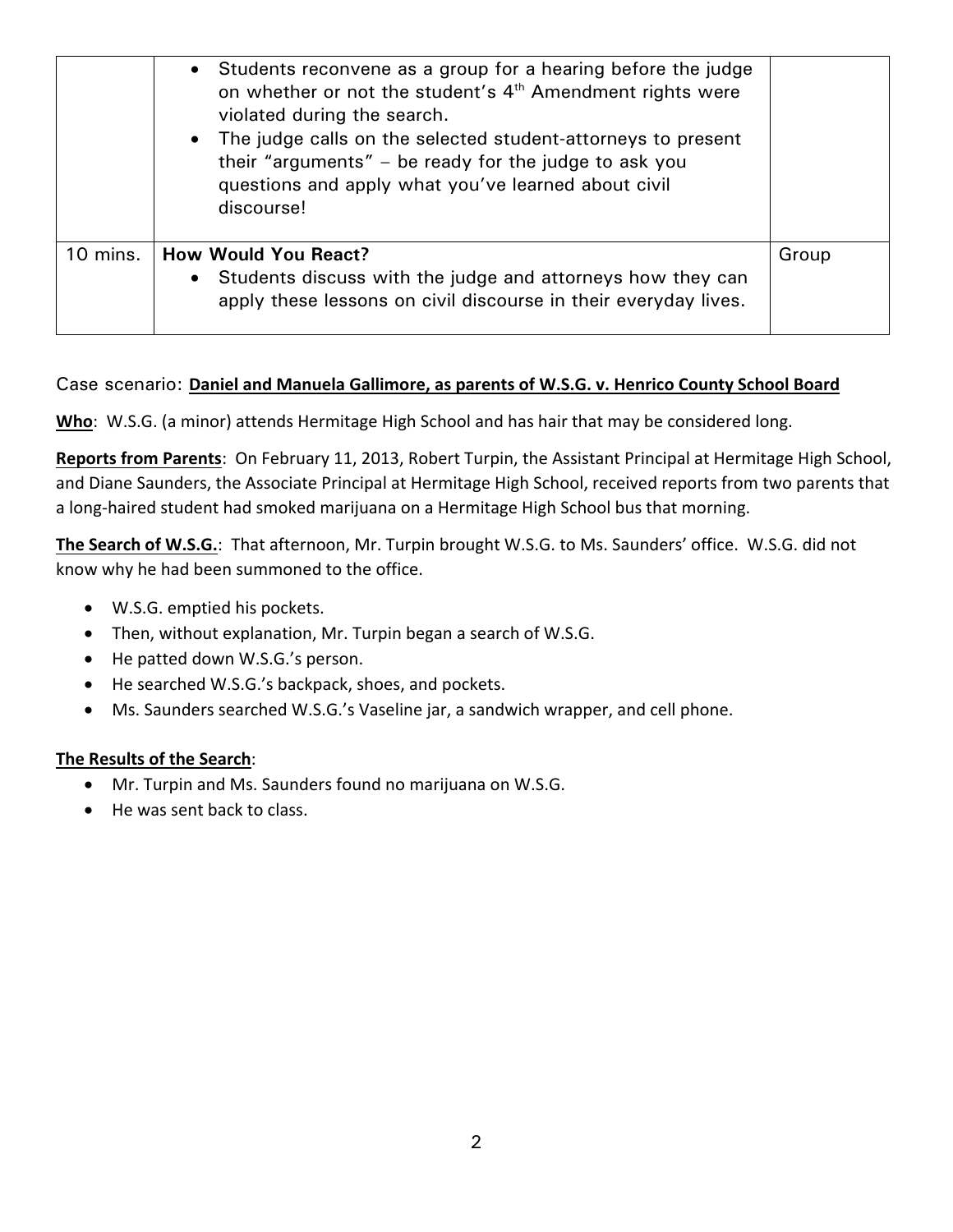| | | |
|---|---|---|
| | • Students reconvene as a group for a hearing before the judge on whether or not the student's 4th Amendment rights were violated during the search.<br>• The judge calls on the selected student-attorneys to present their "arguments" – be ready for the judge to ask you questions and apply what you've learned about civil discourse! | |
| 10 mins. | **How Would You React?**<br>• Students discuss with the judge and attorneys how they can apply these lessons on civil discourse in their everyday lives. | Group |

Case scenario: **Daniel and Manuela Gallimore, as parents of W.S.G. v. Henrico County School Board**

**Who**: W.S.G. (a minor) attends Hermitage High School and has hair that may be considered long.

**Reports from Parents**: On February 11, 2013, Robert Turpin, the Assistant Principal at Hermitage High School, and Diane Saunders, the Associate Principal at Hermitage High School, received reports from two parents that a long-haired student had smoked marijuana on a Hermitage High School bus that morning.

**The Search of W.S.G.**: That afternoon, Mr. Turpin brought W.S.G. to Ms. Saunders' office. W.S.G. did not know why he had been summoned to the office.

- W.S.G. emptied his pockets.
- Then, without explanation, Mr. Turpin began a search of W.S.G.
- He patted down W.S.G.'s person.
- He searched W.S.G.'s backpack, shoes, and pockets.
- Ms. Saunders searched W.S.G.'s Vaseline jar, a sandwich wrapper, and cell phone.

**The Results of the Search**:

- Mr. Turpin and Ms. Saunders found no marijuana on W.S.G.
- He was sent back to class.